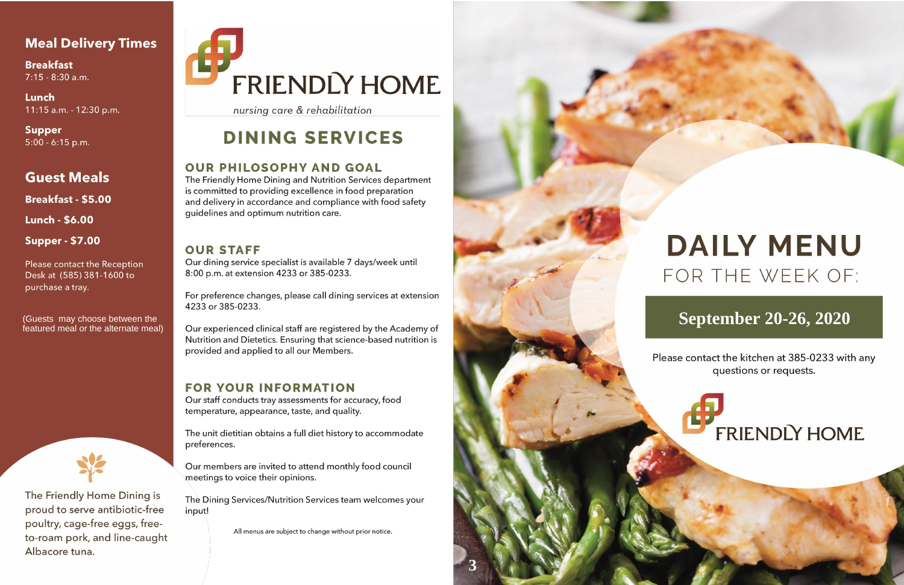## Meal Delivery Times

**Breakfast**
7:15 - 8:30 a.m.

**Lunch**
11:15 a.m. - 12:30 p.m.

**Supper**
5:00 - 6:15 p.m.

## Guest Meals

**Breakfast - $5.00**

**Lunch - $6.00**

**Supper - $7.00**

Please contact the Reception Desk at (585) 381-1600 to purchase a tray.

(Guests may choose between the featured meal or the alternate meal)

The Friendly Home Dining is proud to serve antibiotic-free poultry, cage-free eggs, free-to-roam pork, and line-caught Albacore tuna.

# FRIENDLY HOME

*nursing care & rehabilitation*

## DINING SERVICES

### OUR PHILOSOPHY AND GOAL

The Friendly Home Dining and Nutrition Services department is committed to providing excellence in food preparation and delivery in accordance and compliance with food safety guidelines and optimum nutrition care.

### OUR STAFF

Our dining service specialist is available 7 days/week until 8:00 p.m. at extension 4233 or 385-0233.

For preference changes, please call dining services at extension 4233 or 385-0233.

Our experienced clinical staff are registered by the Academy of Nutrition and Dietetics. Ensuring that science-based nutrition is provided and applied to all our Members.

### FOR YOUR INFORMATION

Our staff conducts tray assessments for accuracy, food temperature, appearance, taste, and quality.

The unit dietitian obtains a full diet history to accommodate preferences.

Our members are invited to attend monthly food council meetings to voice their opinions.

The Dining Services/Nutrition Services team welcomes your input!

All menus are subject to change without prior notice.

# DAILY MENU

FOR THE WEEK OF:

**September 20-26, 2020**

Please contact the kitchen at 385-0233 with any questions or requests.

FRIENDLY HOME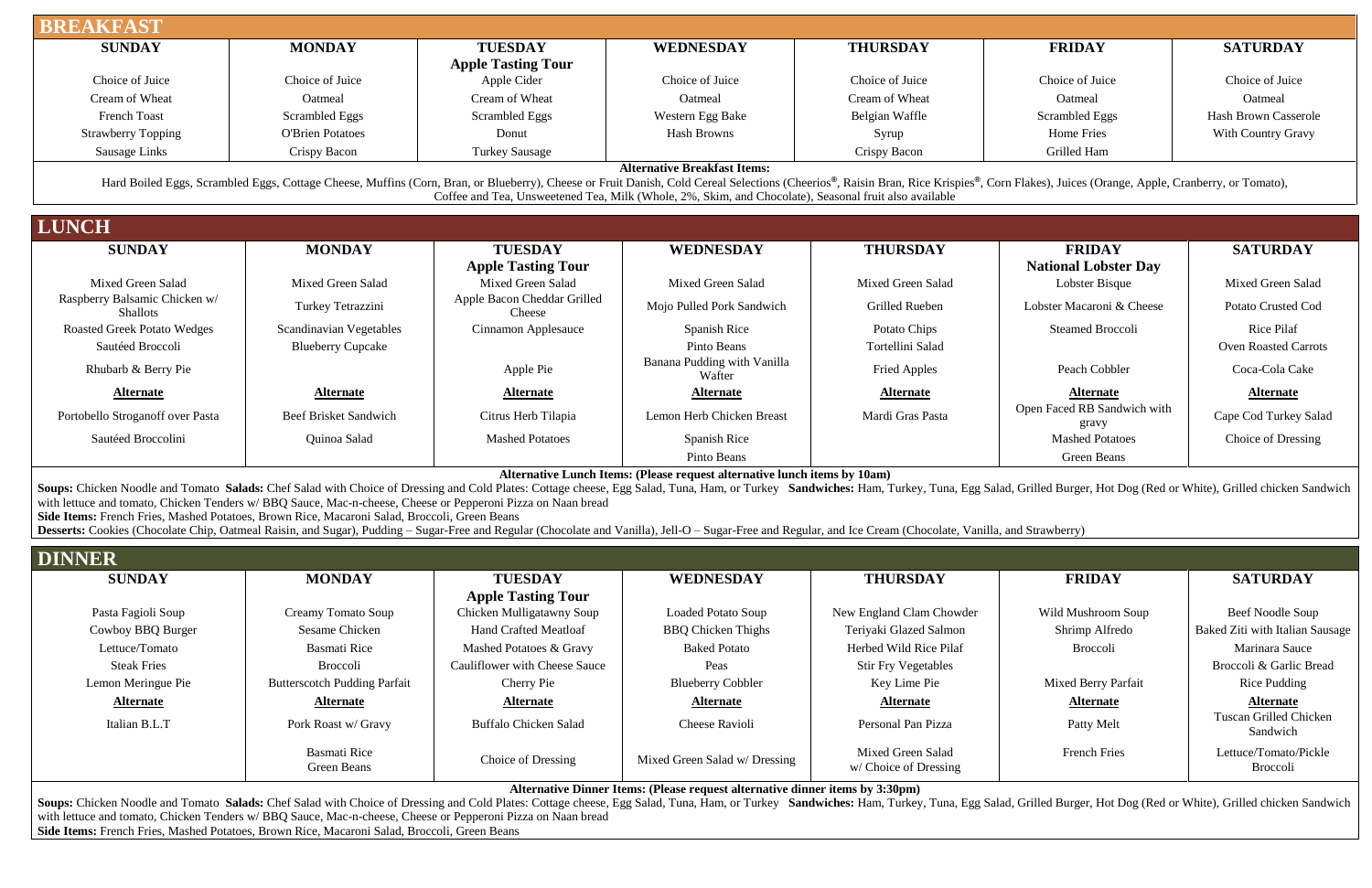## BREAKFAST

| SUNDAY | MONDAY | TUESDAY<br>**Apple Tasting Tour** | WEDNESDAY | THURSDAY | FRIDAY | SATURDAY |
|---|---|---|---|---|---|---|
| Choice of Juice | Choice of Juice | Apple Cider | Choice of Juice | Choice of Juice | Choice of Juice | Choice of Juice |
| Cream of Wheat | Oatmeal | Cream of Wheat | Oatmeal | Cream of Wheat | Oatmeal | Oatmeal |
| French Toast | Scrambled Eggs | Scrambled Eggs | Western Egg Bake | Belgian Waffle | Scrambled Eggs | Hash Brown Casserole |
| Strawberry Topping | O'Brien Potatoes | Donut | Hash Browns | Syrup | Home Fries | With Country Gravy |
| Sausage Links | Crispy Bacon | Turkey Sausage | | Crispy Bacon | Grilled Ham | |

**Alternative Breakfast Items:**

Hard Boiled Eggs, Scrambled Eggs, Cottage Cheese, Muffins (Corn, Bran, or Blueberry), Cheese or Fruit Danish, Cold Cereal Selections (Cheerios®, Raisin Bran, Rice Krispies®, Corn Flakes), Juices (Orange, Apple, Cranberry, or Tomato), Coffee and Tea, Unsweetened Tea, Milk (Whole, 2%, Skim, and Chocolate), Seasonal fruit also available

## LUNCH

| SUNDAY | MONDAY | TUESDAY<br>**Apple Tasting Tour** | WEDNESDAY | THURSDAY | FRIDAY<br>**National Lobster Day** | SATURDAY |
|---|---|---|---|---|---|---|
| Mixed Green Salad | Mixed Green Salad | Mixed Green Salad | Mixed Green Salad | Mixed Green Salad | Lobster Bisque | Mixed Green Salad |
| Raspberry Balsamic Chicken w/ Shallots | Turkey Tetrazzini | Apple Bacon Cheddar Grilled Cheese | Mojo Pulled Pork Sandwich | Grilled Rueben | Lobster Macaroni & Cheese | Potato Crusted Cod |
| Roasted Greek Potato Wedges | Scandinavian Vegetables | Cinnamon Applesauce | Spanish Rice | Potato Chips | Steamed Broccoli | Rice Pilaf |
| Sautéed Broccoli | Blueberry Cupcake | | Pinto Beans | Tortellini Salad | | Oven Roasted Carrots |
| Rhubarb & Berry Pie | | Apple Pie | Banana Pudding with Vanilla Wafter | Fried Apples | Peach Cobbler | Coca-Cola Cake |
| **Alternate** | **Alternate** | **Alternate** | **Alternate** | **Alternate** | **Alternate** | **Alternate** |
| Portobello Stroganoff over Pasta | Beef Brisket Sandwich | Citrus Herb Tilapia | Lemon Herb Chicken Breast | Mardi Gras Pasta | Open Faced RB Sandwich with gravy | Cape Cod Turkey Salad |
| Sautéed Broccolini | Quinoa Salad | Mashed Potatoes | Spanish Rice | | Mashed Potatoes | Choice of Dressing |
| | | | Pinto Beans | | Green Beans | |

**Alternative Lunch Items: (Please request alternative lunch items by 10am)**

**Soups:** Chicken Noodle and Tomato **Salads:** Chef Salad with Choice of Dressing and Cold Plates: Cottage cheese, Egg Salad, Tuna, Ham, or Turkey **Sandwiches:** Ham, Turkey, Tuna, Egg Salad, Grilled Burger, Hot Dog (Red or White), Grilled chicken Sandwich with lettuce and tomato, Chicken Tenders w/ BBQ Sauce, Mac-n-cheese, Cheese or Pepperoni Pizza on Naan bread

**Side Items:** French Fries, Mashed Potatoes, Brown Rice, Macaroni Salad, Broccoli, Green Beans

**Desserts:** Cookies (Chocolate Chip, Oatmeal Raisin, and Sugar), Pudding – Sugar-Free and Regular (Chocolate and Vanilla), Jell-O – Sugar-Free and Regular, and Ice Cream (Chocolate, Vanilla, and Strawberry)

## DINNER

| SUNDAY | MONDAY | TUESDAY<br>**Apple Tasting Tour** | WEDNESDAY | THURSDAY | FRIDAY | SATURDAY |
|---|---|---|---|---|---|---|
| Pasta Fagioli Soup | Creamy Tomato Soup | Chicken Mulligatawny Soup | Loaded Potato Soup | New England Clam Chowder | Wild Mushroom Soup | Beef Noodle Soup |
| Cowboy BBQ Burger | Sesame Chicken | Hand Crafted Meatloaf | BBQ Chicken Thighs | Teriyaki Glazed Salmon | Shrimp Alfredo | Baked Ziti with Italian Sausage |
| Lettuce/Tomato | Basmati Rice | Mashed Potatoes & Gravy | Baked Potato | Herbed Wild Rice Pilaf | Broccoli | Marinara Sauce |
| Steak Fries | Broccoli | Cauliflower with Cheese Sauce | Peas | Stir Fry Vegetables | | Broccoli & Garlic Bread |
| Lemon Meringue Pie | Butterscotch Pudding Parfait | Cherry Pie | Blueberry Cobbler | Key Lime Pie | Mixed Berry Parfait | Rice Pudding |
| **Alternate** | **Alternate** | **Alternate** | **Alternate** | **Alternate** | **Alternate** | **Alternate** |
| Italian B.L.T | Pork Roast w/ Gravy | Buffalo Chicken Salad | Cheese Ravioli | Personal Pan Pizza | Patty Melt | Tuscan Grilled Chicken Sandwich |
| | Basmati Rice<br>Green Beans | Choice of Dressing | Mixed Green Salad w/ Dressing | Mixed Green Salad w/ Choice of Dressing | French Fries | Lettuce/Tomato/Pickle<br>Broccoli |

**Alternative Dinner Items: (Please request alternative dinner items by 3:30pm)**

**Soups:** Chicken Noodle and Tomato **Salads:** Chef Salad with Choice of Dressing and Cold Plates: Cottage cheese, Egg Salad, Tuna, Ham, or Turkey **Sandwiches:** Ham, Turkey, Tuna, Egg Salad, Grilled Burger, Hot Dog (Red or White), Grilled chicken Sandwich with lettuce and tomato, Chicken Tenders w/ BBQ Sauce, Mac-n-cheese, Cheese or Pepperoni Pizza on Naan bread

**Side Items:** French Fries, Mashed Potatoes, Brown Rice, Macaroni Salad, Broccoli, Green Beans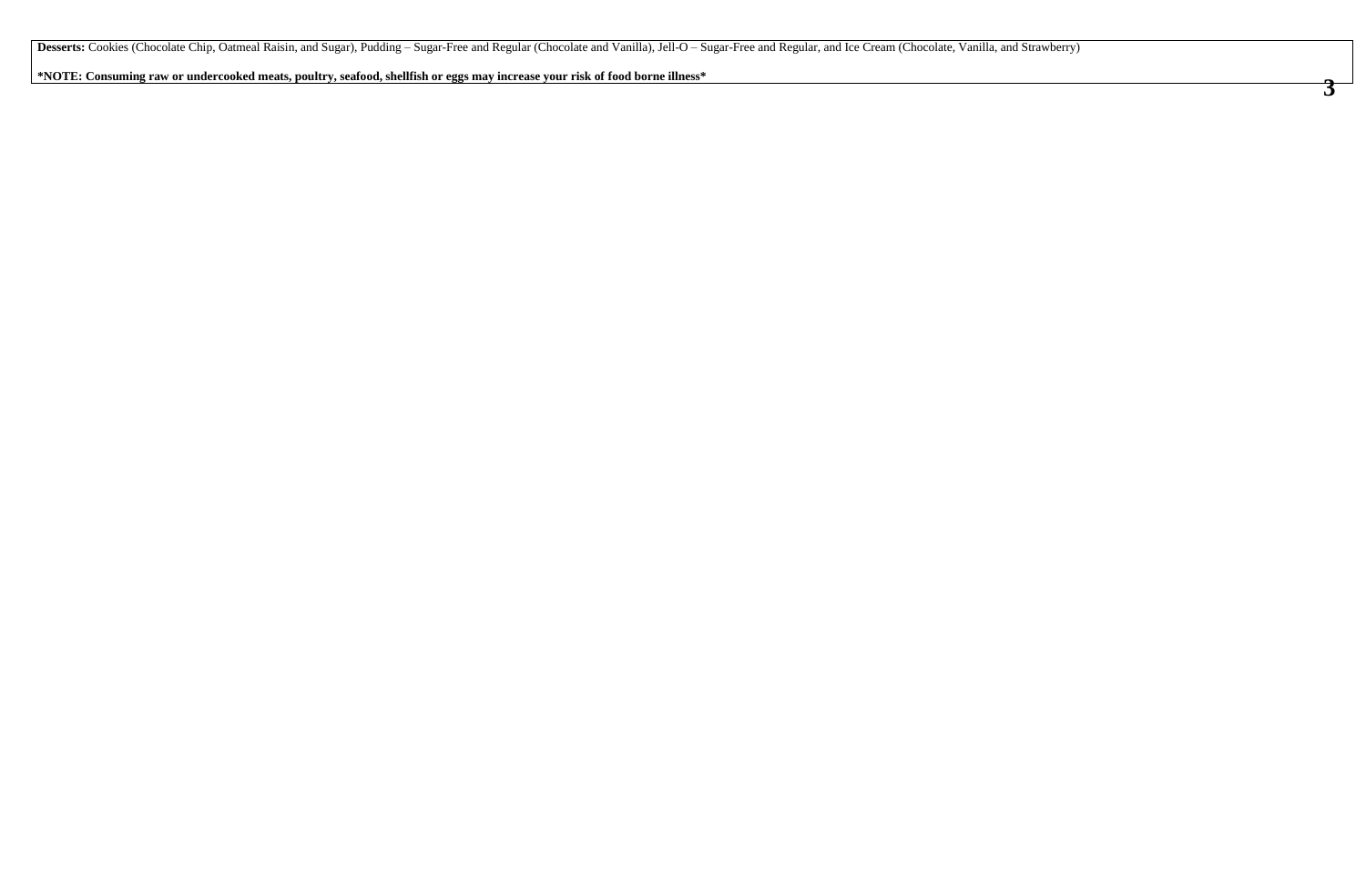**Desserts:** Cookies (Chocolate Chip, Oatmeal Raisin, and Sugar), Pudding – Sugar-Free and Regular (Chocolate and Vanilla), Jell-O – Sugar-Free and Regular, and Ice Cream (Chocolate, Vanilla, and Strawberry)

**\*NOTE: Consuming raw or undercooked meats, poultry, seafood, shellfish or eggs may increase your risk of food borne illness\***